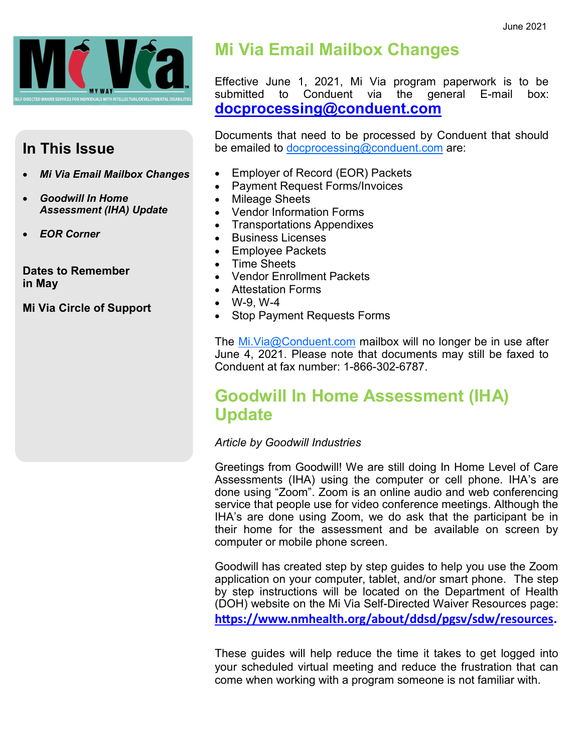June 2021

## In This Issue

- ***Mi Via Email Mailbox Changes***
- ***Goodwill In Home Assessment (IHA) Update***
- ***EOR Corner***

**Dates to Remember in May**

**Mi Via Circle of Support**

# Mi Via Email Mailbox Changes

Effective June 1, 2021, Mi Via program paperwork is to be submitted to Conduent via the general E-mail box: **docprocessing@conduent.com**

Documents that need to be processed by Conduent that should be emailed to docprocessing@conduent.com are:

- Employer of Record (EOR) Packets
- Payment Request Forms/Invoices
- Mileage Sheets
- Vendor Information Forms
- Transportations Appendixes
- Business Licenses
- Employee Packets
- Time Sheets
- Vendor Enrollment Packets
- Attestation Forms
- W-9, W-4
- Stop Payment Requests Forms

The Mi.Via@Conduent.com mailbox will no longer be in use after June 4, 2021. Please note that documents may still be faxed to Conduent at fax number: 1-866-302-6787.

# Goodwill In Home Assessment (IHA) Update

*Article by Goodwill Industries*

Greetings from Goodwill! We are still doing In Home Level of Care Assessments (IHA) using the computer or cell phone. IHA's are done using "Zoom". Zoom is an online audio and web conferencing service that people use for video conference meetings. Although the IHA's are done using Zoom, we do ask that the participant be in their home for the assessment and be available on screen by computer or mobile phone screen.

Goodwill has created step by step guides to help you use the Zoom application on your computer, tablet, and/or smart phone. The step by step instructions will be located on the Department of Health (DOH) website on the Mi Via Self-Directed Waiver Resources page: **https://www.nmhealth.org/about/ddsd/pgsv/sdw/resources.**

These guides will help reduce the time it takes to get logged into your scheduled virtual meeting and reduce the frustration that can come when working with a program someone is not familiar with.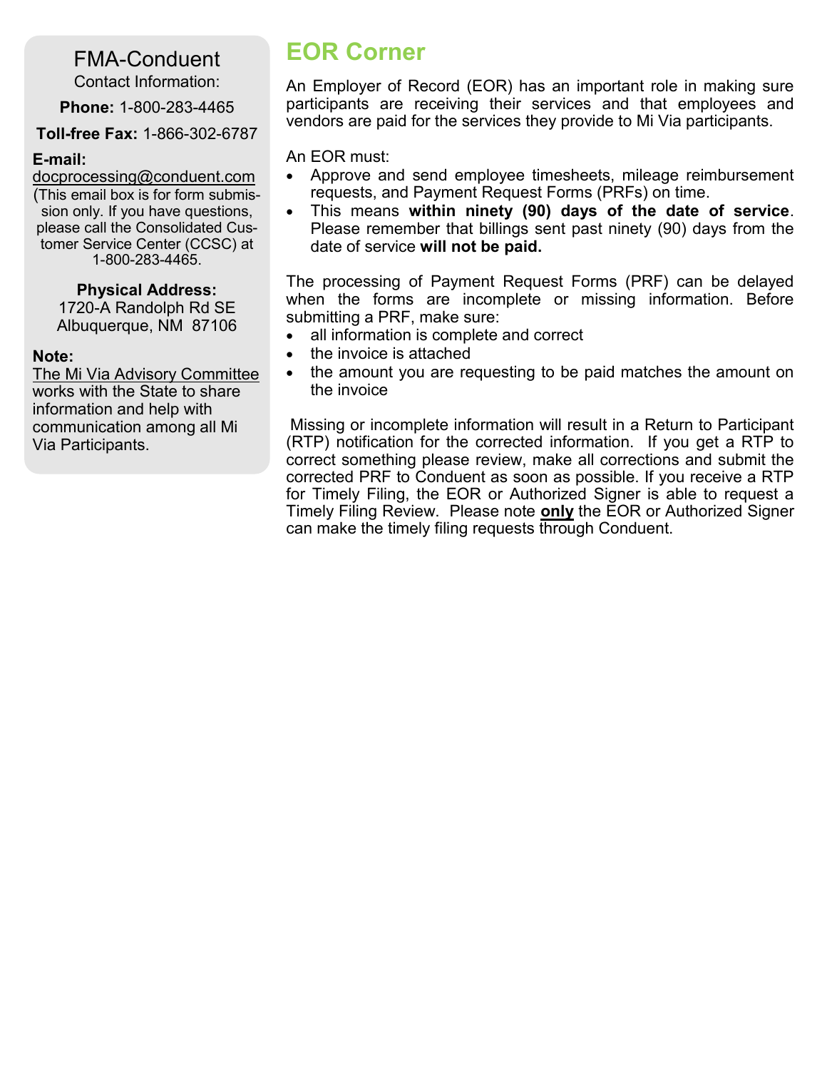## FMA-Conduent

Contact Information:

**Phone:** 1-800-283-4465

**Toll-free Fax:** 1-866-302-6787

**E-mail:**

docprocessing@conduent.com

(This email box is for form submission only. If you have questions, please call the Consolidated Customer Service Center (CCSC) at 1-800-283-4465.

**Physical Address:**

1720-A Randolph Rd SE
Albuquerque, NM 87106

**Note:**

The Mi Via Advisory Committee works with the State to share information and help with communication among all Mi Via Participants.

# EOR Corner

An Employer of Record (EOR) has an important role in making sure participants are receiving their services and that employees and vendors are paid for the services they provide to Mi Via participants.

An EOR must:

- Approve and send employee timesheets, mileage reimbursement requests, and Payment Request Forms (PRFs) on time.
- This means **within ninety (90) days of the date of service**. Please remember that billings sent past ninety (90) days from the date of service **will not be paid.**

The processing of Payment Request Forms (PRF) can be delayed when the forms are incomplete or missing information. Before submitting a PRF, make sure:

- all information is complete and correct
- the invoice is attached
- the amount you are requesting to be paid matches the amount on the invoice

Missing or incomplete information will result in a Return to Participant (RTP) notification for the corrected information. If you get a RTP to correct something please review, make all corrections and submit the corrected PRF to Conduent as soon as possible. If you receive a RTP for Timely Filing, the EOR or Authorized Signer is able to request a Timely Filing Review. Please note **only** the EOR or Authorized Signer can make the timely filing requests through Conduent.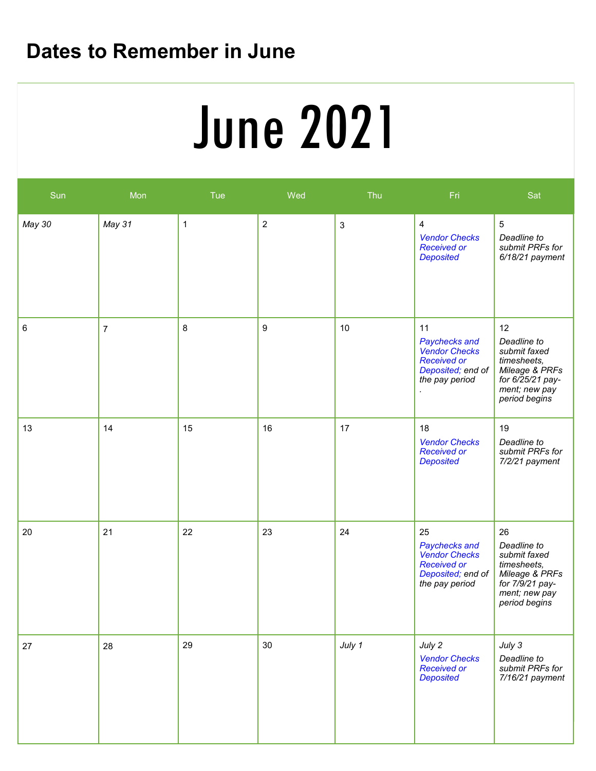# Dates to Remember in June

## June 2021

| Sun | Mon | Tue | Wed | Thu | Fri | Sat |
|---|---|---|---|---|---|---|
| *May 30* | *May 31* | 1 | 2 | 3 | 4 *Vendor Checks Received or Deposited* | 5 *Deadline to submit PRFs for 6/18/21 payment* |
| 6 | 7 | 8 | 9 | 10 | 11 *Paychecks and Vendor Checks Received or Deposited; end of the pay period* . | 12 *Deadline to submit faxed timesheets, Mileage & PRFs for 6/25/21 payment; new pay period begins* |
| 13 | 14 | 15 | 16 | 17 | 18 *Vendor Checks Received or Deposited* | 19 *Deadline to submit PRFs for 7/2/21 payment* |
| 20 | 21 | 22 | 23 | 24 | 25 *Paychecks and Vendor Checks Received or Deposited; end of the pay period* | 26 *Deadline to submit faxed timesheets, Mileage & PRFs for 7/9/21 payment; new pay period begins* |
| 27 | 28 | 29 | 30 | *July 1* | *July 2* *Vendor Checks Received or Deposited* | *July 3* *Deadline to submit PRFs for 7/16/21 payment* |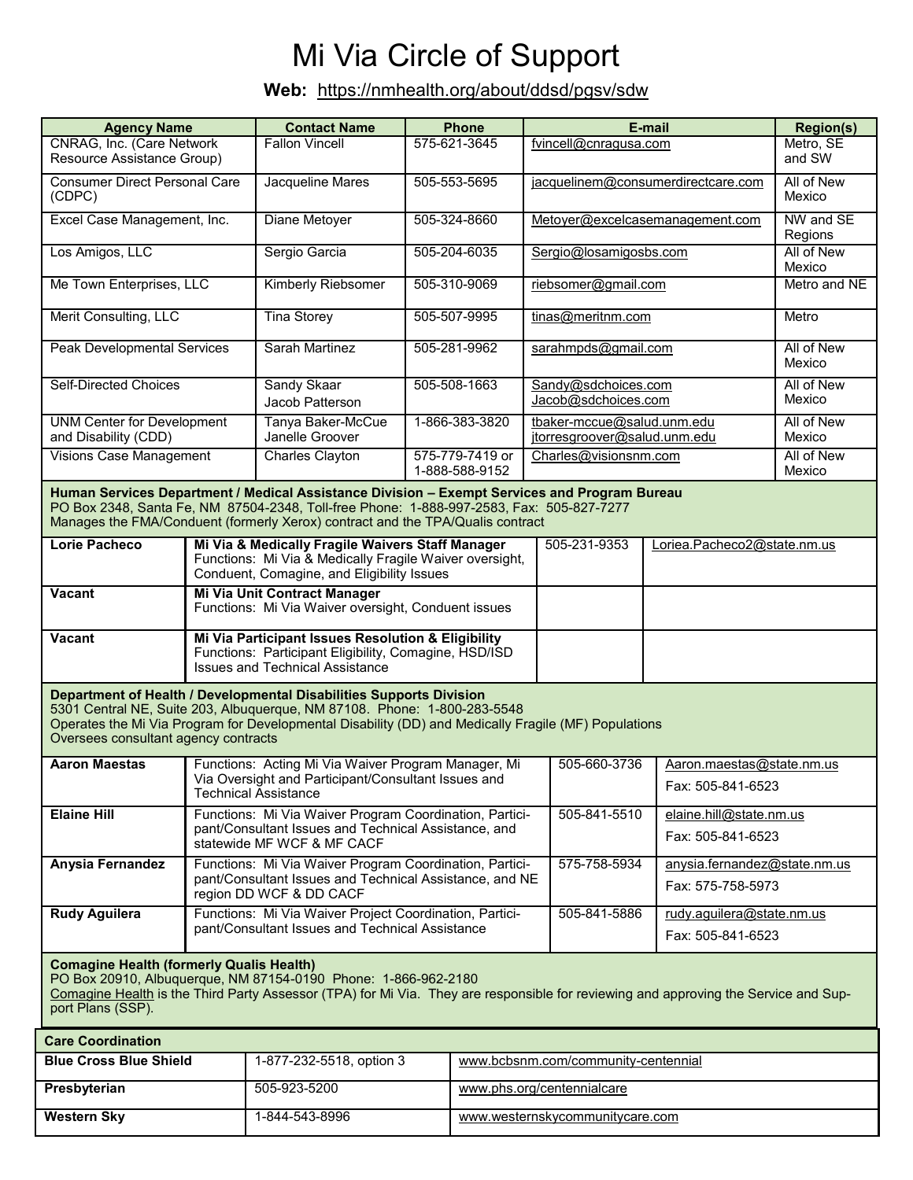# Mi Via Circle of Support

**Web:** https://nmhealth.org/about/ddsd/pgsv/sdw

| Agency Name | Contact Name | Phone | E-mail | Region(s) |
|---|---|---|---|---|
| CNRAG, Inc. (Care Network Resource Assistance Group) | Fallon Vincell | 575-621-3645 | fvincell@cnragusa.com | Metro, SE and SW |
| Consumer Direct Personal Care (CDPC) | Jacqueline Mares | 505-553-5695 | jacquelinem@consumerdirectcare.com | All of New Mexico |
| Excel Case Management, Inc. | Diane Metoyer | 505-324-8660 | Metoyer@excelcasemanagement.com | NW and SE Regions |
| Los Amigos, LLC | Sergio Garcia | 505-204-6035 | Sergio@losamigosbs.com | All of New Mexico |
| Me Town Enterprises, LLC | Kimberly Riebsomer | 505-310-9069 | riebsomer@gmail.com | Metro and NE |
| Merit Consulting, LLC | Tina Storey | 505-507-9995 | tinas@meritnm.com | Metro |
| Peak Developmental Services | Sarah Martinez | 505-281-9962 | sarahmpds@gmail.com | All of New Mexico |
| Self-Directed Choices | Sandy Skaar<br>Jacob Patterson | 505-508-1663 | Sandy@sdchoices.com<br>Jacob@sdchoices.com | All of New Mexico |
| UNM Center for Development and Disability (CDD) | Tanya Baker-McCue<br>Janelle Groover | 1-866-383-3820 | tbaker-mccue@salud.unm.edu<br>jtorresgroover@salud.unm.edu | All of New Mexico |
| Visions Case Management | Charles Clayton | 575-779-7419 or 1-888-588-9152 | Charles@visionsnm.com | All of New Mexico |

**Human Services Department / Medical Assistance Division – Exempt Services and Program Bureau**
PO Box 2348, Santa Fe, NM 87504-2348, Toll-free Phone: 1-888-997-2583, Fax: 505-827-7277
Manages the FMA/Conduent (formerly Xerox) contract and the TPA/Qualis contract

| | | | |
|---|---|---|---|
| **Lorie Pacheco** | **Mi Via & Medically Fragile Waivers Staff Manager**<br>Functions: Mi Via & Medically Fragile Waiver oversight, Conduent, Comagine, and Eligibility Issues | 505-231-9353 | Loriea.Pacheco2@state.nm.us |
| **Vacant** | **Mi Via Unit Contract Manager**<br>Functions: Mi Via Waiver oversight, Conduent issues | | |
| **Vacant** | **Mi Via Participant Issues Resolution & Eligibility**<br>Functions: Participant Eligibility, Comagine, HSD/ISD Issues and Technical Assistance | | |

**Department of Health / Developmental Disabilities Supports Division**
5301 Central NE, Suite 203, Albuquerque, NM 87108. Phone: 1-800-283-5548
Operates the Mi Via Program for Developmental Disability (DD) and Medically Fragile (MF) Populations
Oversees consultant agency contracts

| | | | |
|---|---|---|---|
| **Aaron Maestas** | Functions: Acting Mi Via Waiver Program Manager, Mi Via Oversight and Participant/Consultant Issues and Technical Assistance | 505-660-3736 | Aaron.maestas@state.nm.us<br>Fax: 505-841-6523 |
| **Elaine Hill** | Functions: Mi Via Waiver Program Coordination, Participant/Consultant Issues and Technical Assistance, and statewide MF WCF & MF CACF | 505-841-5510 | elaine.hill@state.nm.us<br>Fax: 505-841-6523 |
| **Anysia Fernandez** | Functions: Mi Via Waiver Program Coordination, Participant/Consultant Issues and Technical Assistance, and NE region DD WCF & DD CACF | 575-758-5934 | anysia.fernandez@state.nm.us<br>Fax: 575-758-5973 |
| **Rudy Aguilera** | Functions: Mi Via Waiver Project Coordination, Participant/Consultant Issues and Technical Assistance | 505-841-5886 | rudy.aguilera@state.nm.us<br>Fax: 505-841-6523 |

**Comagine Health (formerly Qualis Health)**
PO Box 20910, Albuquerque, NM 87154-0190 Phone: 1-866-962-2180
Comagine Health is the Third Party Assessor (TPA) for Mi Via. They are responsible for reviewing and approving the Service and Support Plans (SSP).

| **Care Coordination** | | |
|---|---|---|
| **Blue Cross Blue Shield** | 1-877-232-5518, option 3 | www.bcbsnm.com/community-centennial |
| **Presbyterian** | 505-923-5200 | www.phs.org/centennialcare |
| **Western Sky** | 1-844-543-8996 | www.westernskycommunitycare.com |